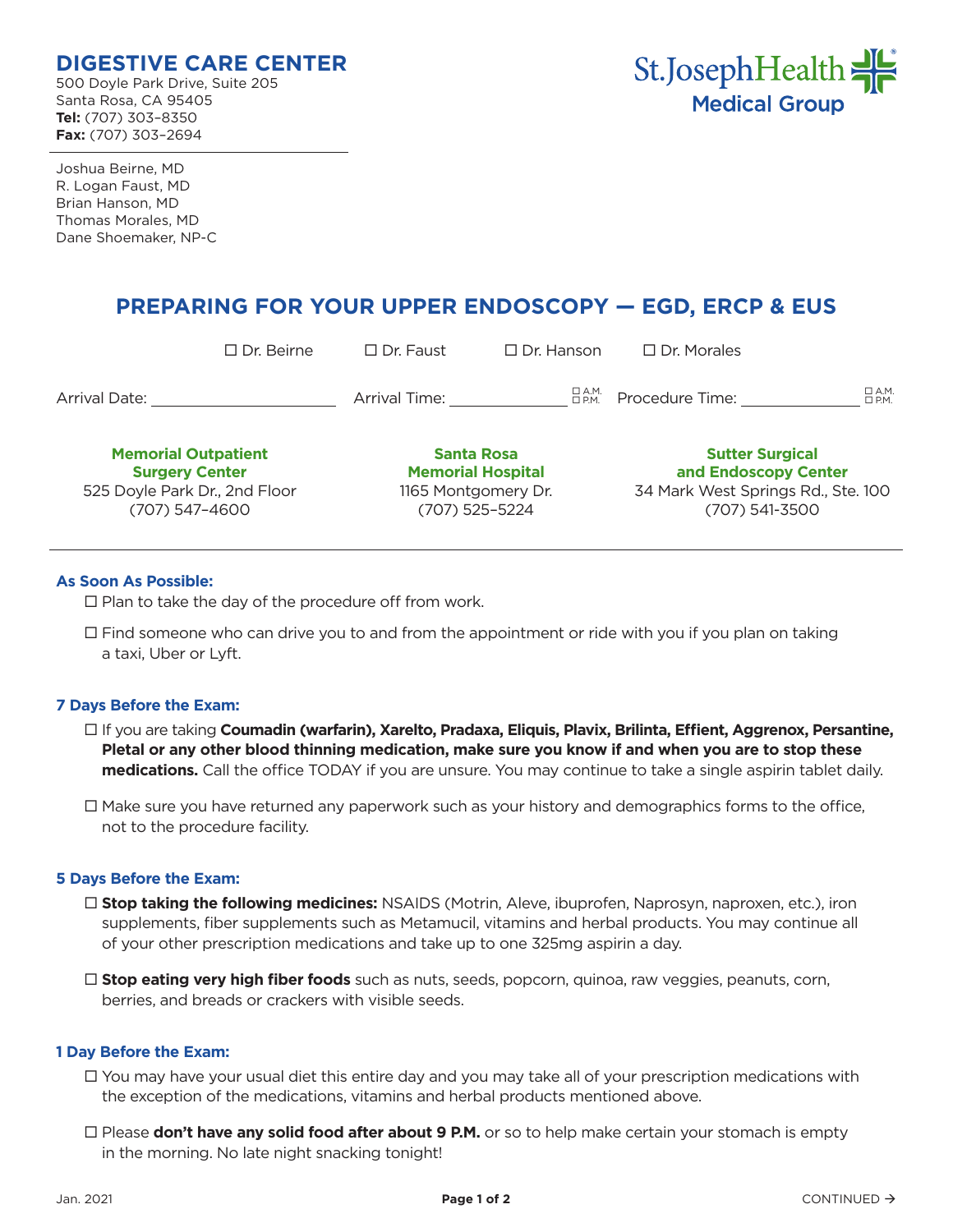# DIGESTIVE CARE CENTER

500 Doyle Park Drive, Suite 205
Santa Rosa, CA 95405
**Tel:** (707) 303–8350
**Fax:** (707) 303–2694

St.JosephHealth
Medical Group

Joshua Beirne, MD
R. Logan Faust, MD
Brian Hanson, MD
Thomas Morales, MD
Dane Shoemaker, NP-C

## PREPARING FOR YOUR UPPER ENDOSCOPY — EGD, ERCP & EUS

☐ Dr. Beirne ☐ Dr. Faust ☐ Dr. Hanson ☐ Dr. Morales

Arrival Date: ____________________ Arrival Time: ______________ ☐ A.M. ☐ P.M. Procedure Time: ______________ ☐ A.M. ☐ P.M.

**Memorial Outpatient Surgery Center**
525 Doyle Park Dr., 2nd Floor
(707) 547–4600

**Santa Rosa Memorial Hospital**
1165 Montgomery Dr.
(707) 525–5224

**Sutter Surgical and Endoscopy Center**
34 Mark West Springs Rd., Ste. 100
(707) 541–3500

### As Soon As Possible:

- ☐ Plan to take the day of the procedure off from work.
- ☐ Find someone who can drive you to and from the appointment or ride with you if you plan on taking a taxi, Uber or Lyft.

### 7 Days Before the Exam:

- ☐ If you are taking **Coumadin (warfarin), Xarelto, Pradaxa, Eliquis, Plavix, Brilinta, Effient, Aggrenox, Persantine, Pletal or any other blood thinning medication, make sure you know if and when you are to stop these medications.** Call the office TODAY if you are unsure. You may continue to take a single aspirin tablet daily.
- ☐ Make sure you have returned any paperwork such as your history and demographics forms to the office, not to the procedure facility.

### 5 Days Before the Exam:

- ☐ **Stop taking the following medicines:** NSAIDS (Motrin, Aleve, ibuprofen, Naprosyn, naproxen, etc.), iron supplements, fiber supplements such as Metamucil, vitamins and herbal products. You may continue all of your other prescription medications and take up to one 325mg aspirin a day.
- ☐ **Stop eating very high fiber foods** such as nuts, seeds, popcorn, quinoa, raw veggies, peanuts, corn, berries, and breads or crackers with visible seeds.

### 1 Day Before the Exam:

- ☐ You may have your usual diet this entire day and you may take all of your prescription medications with the exception of the medications, vitamins and herbal products mentioned above.
- ☐ Please **don't have any solid food after about 9 P.M.** or so to help make certain your stomach is empty in the morning. No late night snacking tonight!

Jan. 2021

CONTINUED →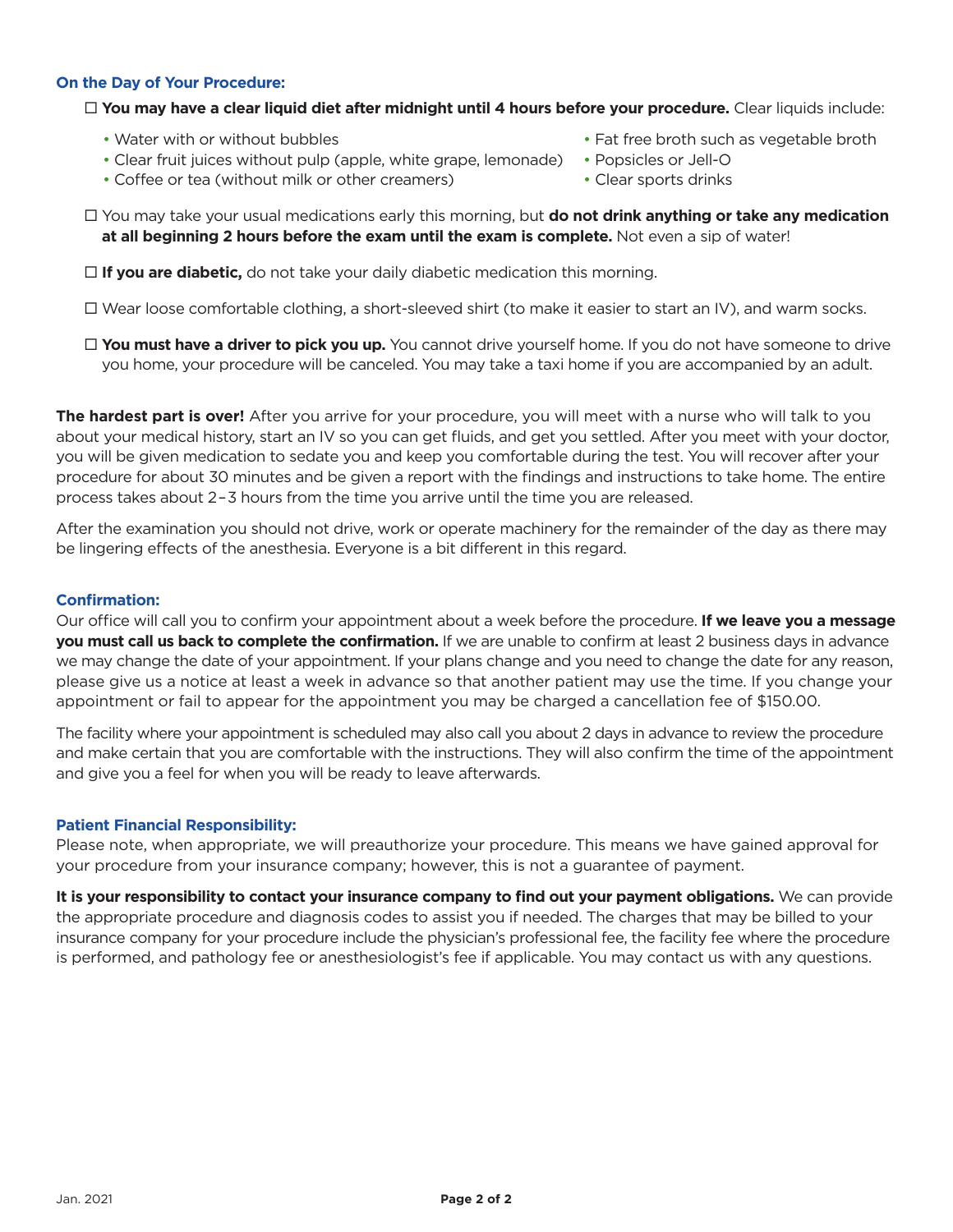### On the Day of Your Procedure:

☐ **You may have a clear liquid diet after midnight until 4 hours before your procedure.** Clear liquids include:

- Water with or without bubbles
- Clear fruit juices without pulp (apple, white grape, lemonade)
- Coffee or tea (without milk or other creamers)
- Fat free broth such as vegetable broth
- Popsicles or Jell-O
- Clear sports drinks

☐ You may take your usual medications early this morning, but **do not drink anything or take any medication at all beginning 2 hours before the exam until the exam is complete.** Not even a sip of water!

☐ **If you are diabetic,** do not take your daily diabetic medication this morning.

☐ Wear loose comfortable clothing, a short-sleeved shirt (to make it easier to start an IV), and warm socks.

☐ **You must have a driver to pick you up.** You cannot drive yourself home. If you do not have someone to drive you home, your procedure will be canceled. You may take a taxi home if you are accompanied by an adult.

**The hardest part is over!** After you arrive for your procedure, you will meet with a nurse who will talk to you about your medical history, start an IV so you can get fluids, and get you settled. After you meet with your doctor, you will be given medication to sedate you and keep you comfortable during the test. You will recover after your procedure for about 30 minutes and be given a report with the findings and instructions to take home. The entire process takes about 2–3 hours from the time you arrive until the time you are released.

After the examination you should not drive, work or operate machinery for the remainder of the day as there may be lingering effects of the anesthesia. Everyone is a bit different in this regard.

### Confirmation:

Our office will call you to confirm your appointment about a week before the procedure. **If we leave you a message you must call us back to complete the confirmation.** If we are unable to confirm at least 2 business days in advance we may change the date of your appointment. If your plans change and you need to change the date for any reason, please give us a notice at least a week in advance so that another patient may use the time. If you change your appointment or fail to appear for the appointment you may be charged a cancellation fee of $150.00.

The facility where your appointment is scheduled may also call you about 2 days in advance to review the procedure and make certain that you are comfortable with the instructions. They will also confirm the time of the appointment and give you a feel for when you will be ready to leave afterwards.

### Patient Financial Responsibility:

Please note, when appropriate, we will preauthorize your procedure. This means we have gained approval for your procedure from your insurance company; however, this is not a guarantee of payment.

**It is your responsibility to contact your insurance company to find out your payment obligations.** We can provide the appropriate procedure and diagnosis codes to assist you if needed. The charges that may be billed to your insurance company for your procedure include the physician's professional fee, the facility fee where the procedure is performed, and pathology fee or anesthesiologist's fee if applicable. You may contact us with any questions.

Jan. 2021